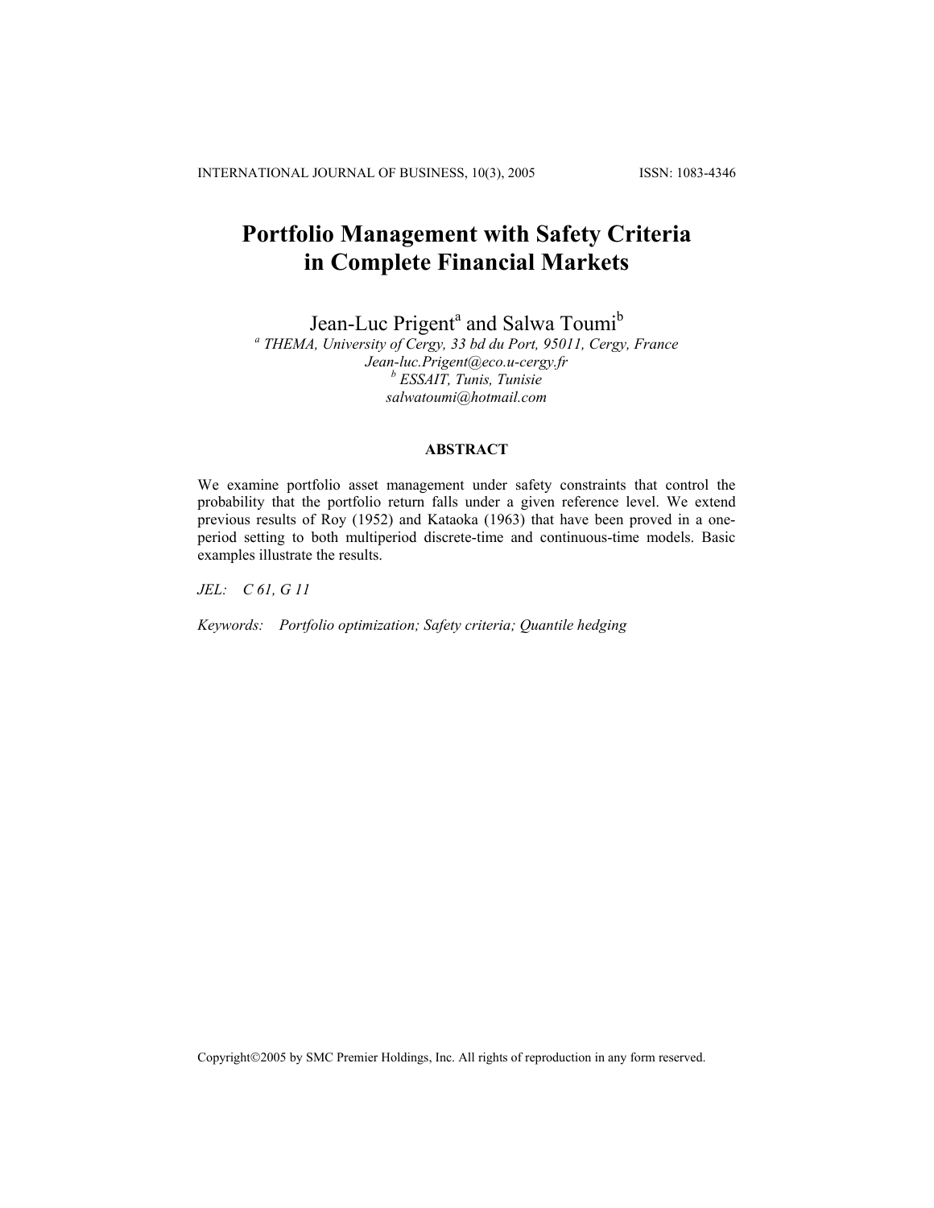# Portfolio Management with Safety Criteria in Complete Financial Markets

Jean-Luc Prigent[a] and Salwa Toumi[b]

[a] *THEMA, University of Cergy, 33 bd du Port, 95011, Cergy, France*
*Jean-luc.Prigent@eco.u-cergy.fr*
[b] *ESSAIT, Tunis, Tunisie*
*salwatoumi@hotmail.com*

## ABSTRACT

We examine portfolio asset management under safety constraints that control the probability that the portfolio return falls under a given reference level. We extend previous results of Roy (1952) and Kataoka (1963) that have been proved in a one-period setting to both multiperiod discrete-time and continuous-time models. Basic examples illustrate the results.

*JEL:* *C 61, G 11*

*Keywords:* *Portfolio optimization; Safety criteria; Quantile hedging*

Copyright©2005 by SMC Premier Holdings, Inc. All rights of reproduction in any form reserved.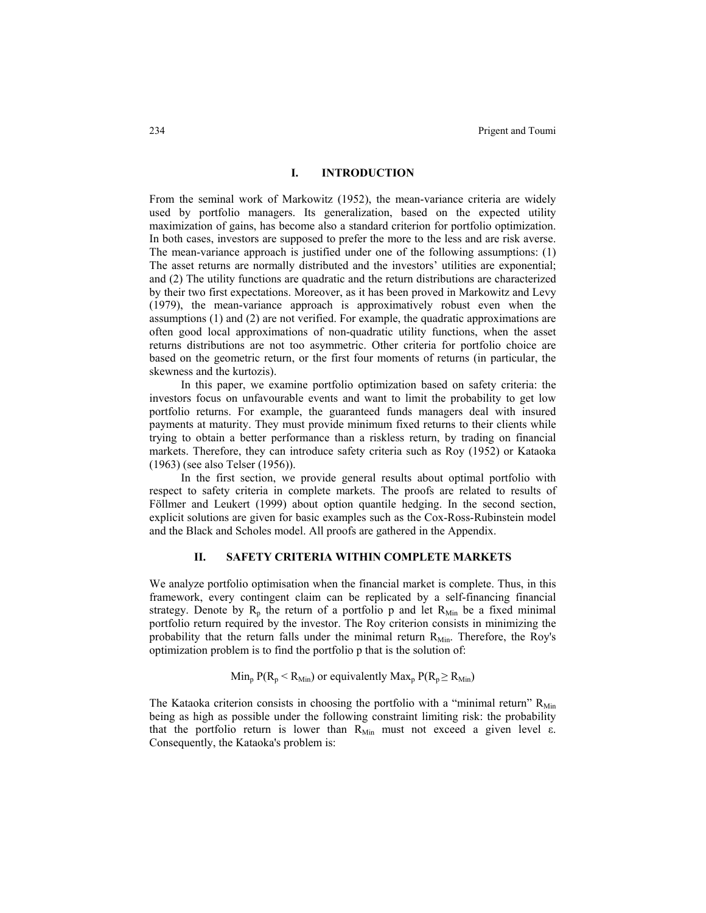## I. INTRODUCTION

From the seminal work of Markowitz (1952), the mean-variance criteria are widely used by portfolio managers. Its generalization, based on the expected utility maximization of gains, has become also a standard criterion for portfolio optimization. In both cases, investors are supposed to prefer the more to the less and are risk averse. The mean-variance approach is justified under one of the following assumptions: (1) The asset returns are normally distributed and the investors' utilities are exponential; and (2) The utility functions are quadratic and the return distributions are characterized by their two first expectations. Moreover, as it has been proved in Markowitz and Levy (1979), the mean-variance approach is approximatively robust even when the assumptions (1) and (2) are not verified. For example, the quadratic approximations are often good local approximations of non-quadratic utility functions, when the asset returns distributions are not too asymmetric. Other criteria for portfolio choice are based on the geometric return, or the first four moments of returns (in particular, the skewness and the kurtozis).

In this paper, we examine portfolio optimization based on safety criteria: the investors focus on unfavourable events and want to limit the probability to get low portfolio returns. For example, the guaranteed funds managers deal with insured payments at maturity. They must provide minimum fixed returns to their clients while trying to obtain a better performance than a riskless return, by trading on financial markets. Therefore, they can introduce safety criteria such as Roy (1952) or Kataoka (1963) (see also Telser (1956)).

In the first section, we provide general results about optimal portfolio with respect to safety criteria in complete markets. The proofs are related to results of Föllmer and Leukert (1999) about option quantile hedging. In the second section, explicit solutions are given for basic examples such as the Cox-Ross-Rubinstein model and the Black and Scholes model. All proofs are gathered in the Appendix.

## II. SAFETY CRITERIA WITHIN COMPLETE MARKETS

We analyze portfolio optimisation when the financial market is complete. Thus, in this framework, every contingent claim can be replicated by a self-financing financial strategy. Denote by $R_p$ the return of a portfolio p and let $R_{Min}$ be a fixed minimal portfolio return required by the investor. The Roy criterion consists in minimizing the probability that the return falls under the minimal return $R_{Min}$. Therefore, the Roy's optimization problem is to find the portfolio p that is the solution of:

$$\text{Min}_p\ P(R_p < R_{Min}) \text{ or equivalently } \text{Max}_p\ P(R_p \geq R_{Min})$$

The Kataoka criterion consists in choosing the portfolio with a "minimal return" $R_{Min}$ being as high as possible under the following constraint limiting risk: the probability that the portfolio return is lower than $R_{Min}$ must not exceed a given level $\varepsilon$. Consequently, the Kataoka's problem is: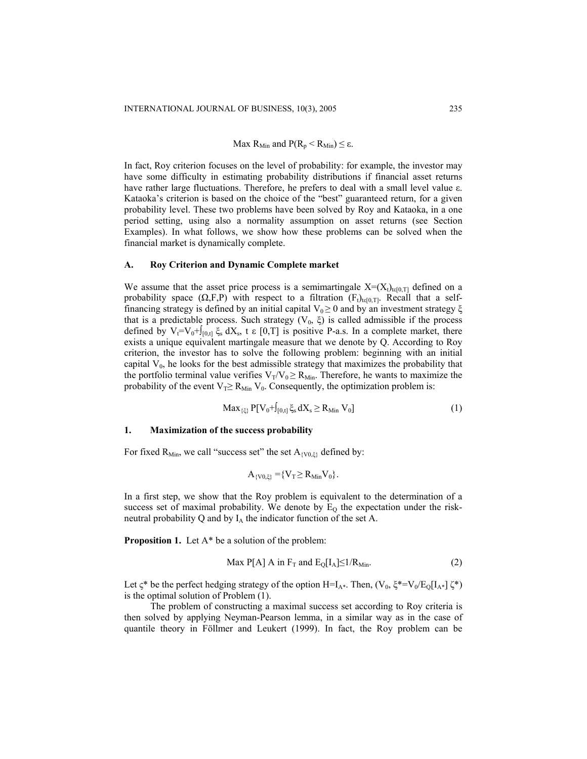$$\text{Max } R_{Min} \text{ and } P(R_p < R_{Min}) \leq \varepsilon.$$

In fact, Roy criterion focuses on the level of probability: for example, the investor may have some difficulty in estimating probability distributions if financial asset returns have rather large fluctuations. Therefore, he prefers to deal with a small level value ε. Kataoka's criterion is based on the choice of the "best" guaranteed return, for a given probability level. These two problems have been solved by Roy and Kataoka, in a one period setting, using also a normality assumption on asset returns (see Section Examples). In what follows, we show how these problems can be solved when the financial market is dynamically complete.

### A. Roy Criterion and Dynamic Complete market

We assume that the asset price process is a semimartingale $X=(X_t)_{t\varepsilon[0,T]}$ defined on a probability space $(\Omega,F,P)$ with respect to a filtration $(F_t)_{t\varepsilon[0,T]}$. Recall that a self-financing strategy is defined by an initial capital $V_0 \geq 0$ and by an investment strategy $\xi$ that is a predictable process. Such strategy $(V_0, \xi)$ is called admissible if the process defined by $V_t=V_0+\int_{[0,t]} \xi_s \, dX_s$, $t \; \varepsilon \; [0,T]$ is positive P-a.s. In a complete market, there exists a unique equivalent martingale measure that we denote by Q. According to Roy criterion, the investor has to solve the following problem: beginning with an initial capital $V_0$, he looks for the best admissible strategy that maximizes the probability that the portfolio terminal value verifies $V_T/V_0 \geq R_{Min}$. Therefore, he wants to maximize the probability of the event $V_T \geq R_{Min}\, V_0$. Consequently, the optimization problem is:

$$\text{Max}_{\{\xi\}} \, P[V_0+\textstyle\int_{[0,t]} \xi_s \, dX_s \geq R_{Min}\, V_0] \tag{1}$$

#### 1. Maximization of the success probability

For fixed $R_{Min}$, we call "success set" the set $A_{\{V0,\xi\}}$ defined by:

$$A_{\{V0,\xi\}} = \{V_T \geq R_{Min} V_0\}.$$

In a first step, we show that the Roy problem is equivalent to the determination of a success set of maximal probability. We denote by $E_Q$ the expectation under the risk-neutral probability Q and by $I_A$ the indicator function of the set A.

**Proposition 1.** Let A* be a solution of the problem:

$$\text{Max } P[A] \text{ A in } F_T \text{ and } E_Q[I_A] \leq 1/R_{Min}. \tag{2}$$

Let $\varsigma^*$ be the perfect hedging strategy of the option $H=I_{A^*}$. Then, $(V_0, \xi^*=V_0/E_Q[I_{A^*}]\, \zeta^*)$ is the optimal solution of Problem (1).

The problem of constructing a maximal success set according to Roy criteria is then solved by applying Neyman-Pearson lemma, in a similar way as in the case of quantile theory in Föllmer and Leukert (1999). In fact, the Roy problem can be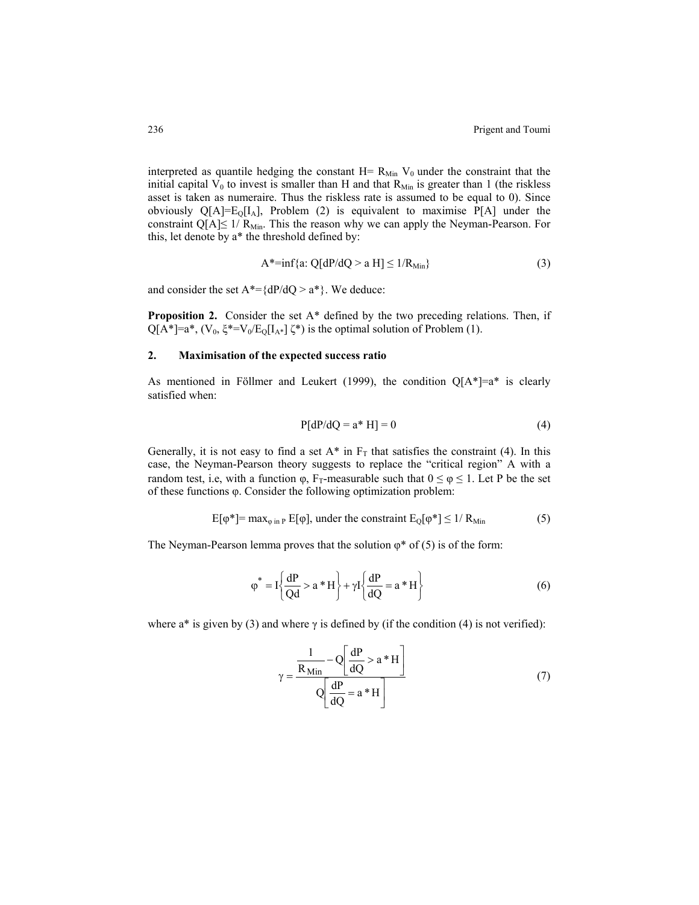interpreted as quantile hedging the constant $H= R_{Min} V_0$ under the constraint that the initial capital $V_0$ to invest is smaller than H and that $R_{Min}$ is greater than 1 (the riskless asset is taken as numeraire. Thus the riskless rate is assumed to be equal to 0). Since obviously $Q[A]=E_Q[I_A]$, Problem (2) is equivalent to maximise P[A] under the constraint $Q[A]\leq 1/ R_{Min}$. This the reason why we can apply the Neyman-Pearson. For this, let denote by a* the threshold defined by:

$$A^*=\inf\{a: Q[dP/dQ > a H] \leq 1/R_{Min}\} \tag{3}$$

and consider the set $A^*=\{dP/dQ > a^*\}$. We deduce:

**Proposition 2.** Consider the set A* defined by the two preceding relations. Then, if $Q[A^*]=a^*$, $(V_0, \xi^*=V_0/E_Q[I_{A^*}]\, \zeta^*)$ is the optimal solution of Problem (1).

## 2. Maximisation of the expected success ratio

As mentioned in Föllmer and Leukert (1999), the condition $Q[A^*]=a^*$ is clearly satisfied when:

$$P[dP/dQ = a^* H] = 0 \tag{4}$$

Generally, it is not easy to find a set A* in $F_T$ that satisfies the constraint (4). In this case, the Neyman-Pearson theory suggests to replace the "critical region" A with a random test, i.e, with a function φ, $F_T$-measurable such that $0 \leq \varphi \leq 1$. Let P be the set of these functions φ. Consider the following optimization problem:

$$E[\varphi^*]= \max_{\varphi \text{ in } P} E[\varphi], \text{ under the constraint } E_Q[\varphi^*] \leq 1/ R_{Min} \tag{5}$$

The Neyman-Pearson lemma proves that the solution φ* of (5) is of the form:

$$\varphi^* = I\left\{\frac{dP}{Qd} > a^*H\right\} + \gamma I\left\{\frac{dP}{dQ} = a^*H\right\} \tag{6}$$

where a* is given by (3) and where γ is defined by (if the condition (4) is not verified):

$$\gamma = \frac{\dfrac{1}{R_{Min}} - Q\left[\dfrac{dP}{dQ} > a^*H\right]}{Q\left[\dfrac{dP}{dQ} = a^*H\right]} \tag{7}$$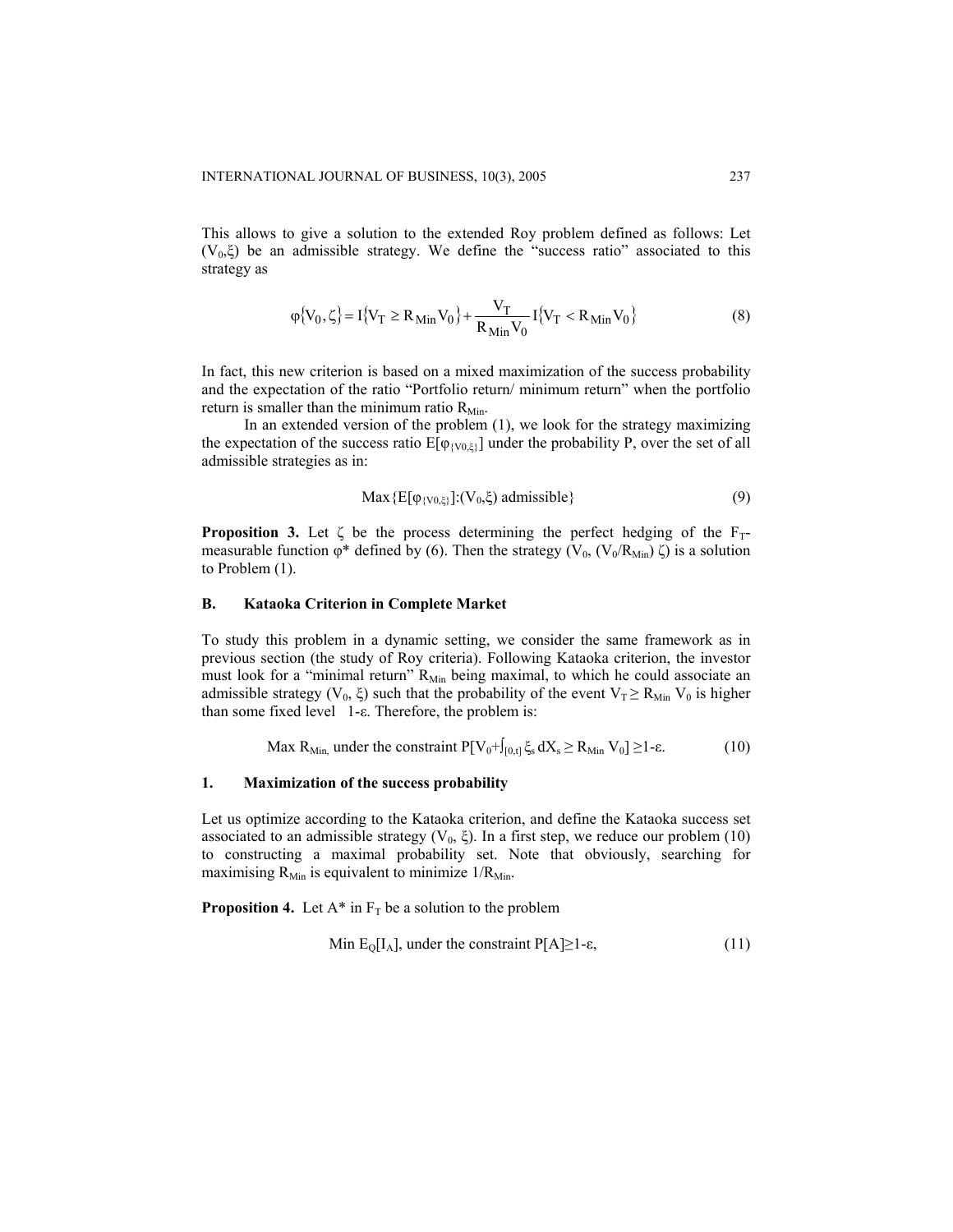This allows to give a solution to the extended Roy problem defined as follows: Let $(V_0,\xi)$ be an admissible strategy. We define the "success ratio" associated to this strategy as

$$\varphi\{V_0,\zeta\} = I\{V_T \geq R_{Min} V_0\} + \frac{V_T}{R_{Min} V_0} I\{V_T < R_{Min} V_0\} \tag{8}$$

In fact, this new criterion is based on a mixed maximization of the success probability and the expectation of the ratio "Portfolio return/ minimum return" when the portfolio return is smaller than the minimum ratio $R_{Min}$.

In an extended version of the problem (1), we look for the strategy maximizing the expectation of the success ratio $E[\varphi_{\{V0,\xi\}}]$ under the probability P, over the set of all admissible strategies as in:

$$\text{Max}\{E[\varphi_{\{V0,\xi\}}]:(V_0,\xi) \text{ admissible}\} \tag{9}$$

**Proposition 3.** Let $\zeta$ be the process determining the perfect hedging of the $F_T$-measurable function $\varphi^*$ defined by (6). Then the strategy $(V_0, (V_0/R_{Min})\,\zeta)$ is a solution to Problem (1).

### B. Kataoka Criterion in Complete Market

To study this problem in a dynamic setting, we consider the same framework as in previous section (the study of Roy criteria). Following Kataoka criterion, the investor must look for a "minimal return" $R_{Min}$ being maximal, to which he could associate an admissible strategy $(V_0, \xi)$ such that the probability of the event $V_T \geq R_{Min} V_0$ is higher than some fixed level $1\text{-}\varepsilon$. Therefore, the problem is:

$$\text{Max } R_{Min}, \text{ under the constraint } P[V_0+\textstyle\int_{[0,t]} \xi_s\, dX_s \geq R_{Min}\, V_0] \geq 1\text{-}\varepsilon. \tag{10}$$

#### 1. Maximization of the success probability

Let us optimize according to the Kataoka criterion, and define the Kataoka success set associated to an admissible strategy $(V_0, \xi)$. In a first step, we reduce our problem (10) to constructing a maximal probability set. Note that obviously, searching for maximising $R_{Min}$ is equivalent to minimize $1/R_{Min}$.

**Proposition 4.** Let $A^*$ in $F_T$ be a solution to the problem

$$\text{Min } E_Q[I_A], \text{ under the constraint } P[A] \geq 1\text{-}\varepsilon, \tag{11}$$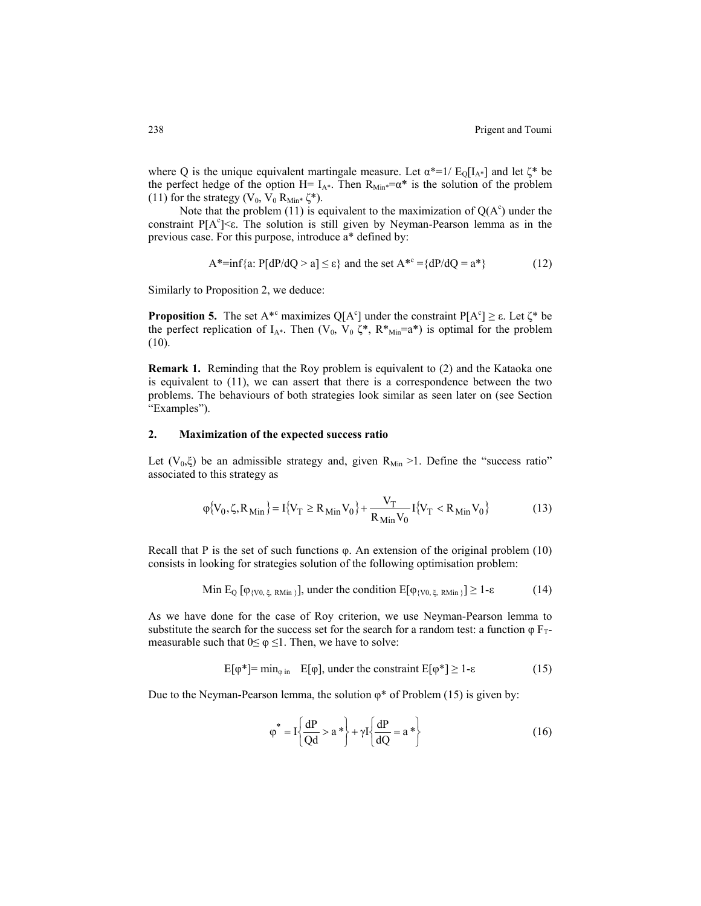where Q is the unique equivalent martingale measure. Let $\alpha^*=1/ E_Q[I_{A^*}]$ and let $\zeta^*$ be the perfect hedge of the option $H= I_{A^*}$. Then $R_{Min^*}=\alpha^*$ is the solution of the problem (11) for the strategy $(V_0, V_0 R_{Min^*} \zeta^*)$.

Note that the problem (11) is equivalent to the maximization of $Q(A^c)$ under the constraint $P[A^c]<\varepsilon$. The solution is still given by Neyman-Pearson lemma as in the previous case. For this purpose, introduce a* defined by:

$$A^*=\inf\{a: P[dP/dQ > a] \leq \varepsilon\} \text{ and the set } A^{*c} =\{dP/dQ = a^*\} \tag{12}$$

Similarly to Proposition 2, we deduce:

**Proposition 5.** The set $A^{*c}$ maximizes $Q[A^c]$ under the constraint $P[A^c] \geq \varepsilon$. Let $\zeta^*$ be the perfect replication of $I_{A^*}$. Then $(V_0, V_0 \zeta^*, R^*_{Min}=a^*)$ is optimal for the problem (10).

**Remark 1.** Reminding that the Roy problem is equivalent to (2) and the Kataoka one is equivalent to (11), we can assert that there is a correspondence between the two problems. The behaviours of both strategies look similar as seen later on (see Section "Examples").

## 2. Maximization of the expected success ratio

Let $(V_0,\xi)$ be an admissible strategy and, given $R_{Min} >1$. Define the "success ratio" associated to this strategy as

$$\varphi\{V_0,\zeta,R_{Min}\} = I\{V_T \geq R_{Min}V_0\} + \frac{V_T}{R_{Min}V_0} I\{V_T < R_{Min}V_0\} \tag{13}$$

Recall that P is the set of such functions φ. An extension of the original problem (10) consists in looking for strategies solution of the following optimisation problem:

$$\text{Min } E_Q [\varphi_{\{V0,\, \xi,\, RMin\}}], \text{ under the condition } E[\varphi_{\{V0,\, \xi,\, RMin\}}] \geq 1\text{-}\varepsilon \tag{14}$$

As we have done for the case of Roy criterion, we use Neyman-Pearson lemma to substitute the search for the success set for the search for a random test: a function $\varphi$ $F_T$-measurable such that $0\leq \varphi \leq 1$. Then, we have to solve:

$$E[\varphi^*]= \min_{\varphi \text{ in}} \quad E[\varphi], \text{ under the constraint } E[\varphi^*] \geq 1\text{-}\varepsilon \tag{15}$$

Due to the Neyman-Pearson lemma, the solution $\varphi^*$ of Problem (15) is given by:

$$\varphi^* = I\left\{\frac{dP}{Qd} > a^*\right\} + \gamma I\left\{\frac{dP}{dQ} = a^*\right\} \tag{16}$$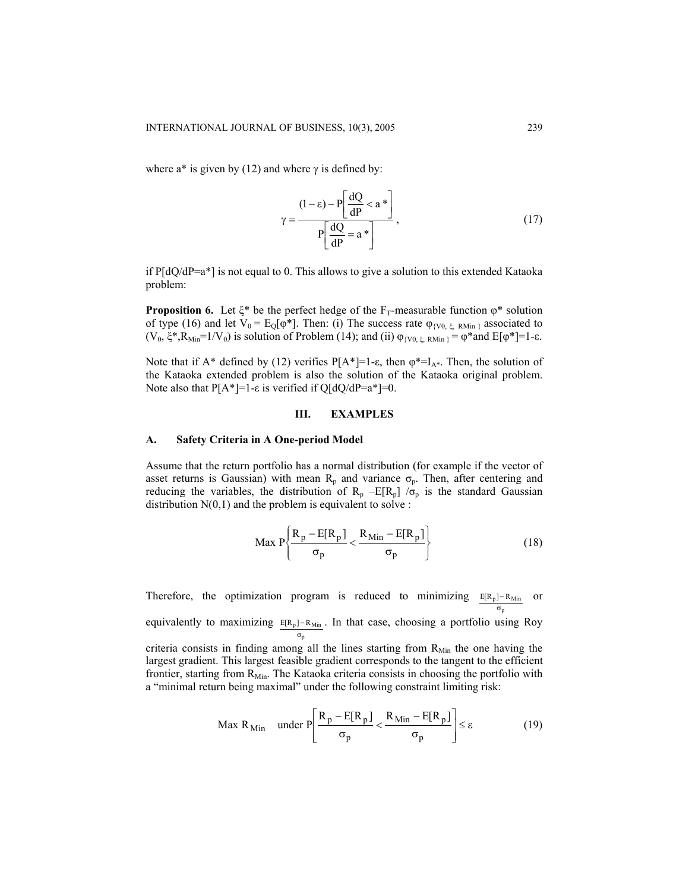where $a^*$ is given by (12) and where $\gamma$ is defined by:

$$\gamma = \frac{(1-\varepsilon) - P\left[\frac{dQ}{dP} < a^*\right]}{P\left[\frac{dQ}{dP} = a^*\right]}, \tag{17}$$

if $P[dQ/dP=a^*]$ is not equal to 0. This allows to give a solution to this extended Kataoka problem:

**Proposition 6.** Let $\xi^*$ be the perfect hedge of the $F_T$-measurable function $\varphi^*$ solution of type (16) and let $V_0 = E_Q[\varphi^*]$. Then: (i) The success rate $\varphi_{\{V0,\ \xi,\ RMin\}}$ associated to $(V_0, \xi^*, R_{Min}=1/V_0)$ is solution of Problem (14); and (ii) $\varphi_{\{V0,\ \xi,\ RMin\}} = \varphi^*$ and $E[\varphi^*]=1-\varepsilon$.

Note that if $A^*$ defined by (12) verifies $P[A^*]=1-\varepsilon$, then $\varphi^*=I_{A^*}$. Then, the solution of the Kataoka extended problem is also the solution of the Kataoka original problem. Note also that $P[A^*]=1-\varepsilon$ is verified if $Q[dQ/dP=a^*]=0$.

## III. EXAMPLES

### A. Safety Criteria in A One-period Model

Assume that the return portfolio has a normal distribution (for example if the vector of asset returns is Gaussian) with mean $R_p$ and variance $\sigma_p$. Then, after centering and reducing the variables, the distribution of $R_p - E[R_p]\ /\sigma_p$ is the standard Gaussian distribution N(0,1) and the problem is equivalent to solve :

$$\text{Max } P\left\{\frac{R_p - E[R_p]}{\sigma_p} < \frac{R_{Min} - E[R_p]}{\sigma_p}\right\} \tag{18}$$

Therefore, the optimization program is reduced to minimizing $\frac{E[R_p] - R_{Min}}{\sigma_p}$ or equivalently to maximizing $\frac{E[R_p] - R_{Min}}{\sigma_p}$. In that case, choosing a portfolio using Roy criteria consists in finding among all the lines starting from $R_{Min}$ the one having the largest gradient. This largest feasible gradient corresponds to the tangent to the efficient frontier, starting from $R_{Min}$. The Kataoka criteria consists in choosing the portfolio with a "minimal return being maximal" under the following constraint limiting risk:

$$\text{Max } R_{Min} \quad \text{under } P\left[\frac{R_p - E[R_p]}{\sigma_p} < \frac{R_{Min} - E[R_p]}{\sigma_p}\right] \leq \varepsilon \tag{19}$$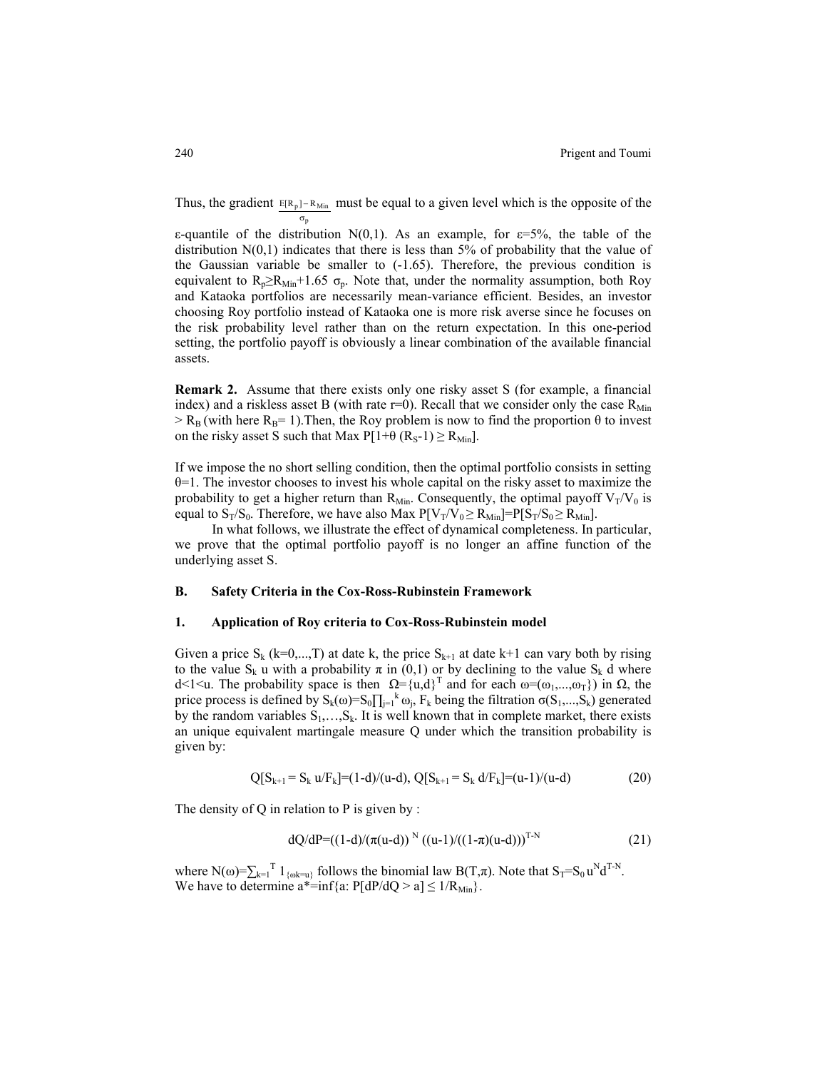Thus, the gradient $\frac{E[R_p]-R_{Min}}{\sigma_p}$ must be equal to a given level which is the opposite of the ε-quantile of the distribution N(0,1). As an example, for ε=5%, the table of the distribution N(0,1) indicates that there is less than 5% of probability that the value of the Gaussian variable be smaller to (-1.65). Therefore, the previous condition is equivalent to $R_p \geq R_{Min}+1.65\ \sigma_p$. Note that, under the normality assumption, both Roy and Kataoka portfolios are necessarily mean-variance efficient. Besides, an investor choosing Roy portfolio instead of Kataoka one is more risk averse since he focuses on the risk probability level rather than on the return expectation. In this one-period setting, the portfolio payoff is obviously a linear combination of the available financial assets.

**Remark 2.** Assume that there exists only one risky asset S (for example, a financial index) and a riskless asset B (with rate r=0). Recall that we consider only the case $R_{Min} > R_B$ (with here $R_B$= 1).Then, the Roy problem is now to find the proportion θ to invest on the risky asset S such that Max $P[1+\theta (R_S-1) \geq R_{Min}]$.

If we impose the no short selling condition, then the optimal portfolio consists in setting θ=1. The investor chooses to invest his whole capital on the risky asset to maximize the probability to get a higher return than $R_{Min}$. Consequently, the optimal payoff $V_T/V_0$ is equal to $S_T/S_0$. Therefore, we have also Max $P[V_T/V_0 \geq R_{Min}]=P[S_T/S_0 \geq R_{Min}]$.

In what follows, we illustrate the effect of dynamical completeness. In particular, we prove that the optimal portfolio payoff is no longer an affine function of the underlying asset S.

### B. Safety Criteria in the Cox-Ross-Rubinstein Framework

#### 1. Application of Roy criteria to Cox-Ross-Rubinstein model

Given a price $S_k$ (k=0,...,T) at date k, the price $S_{k+1}$ at date k+1 can vary both by rising to the value $S_k\, u$ with a probability π in (0,1) or by declining to the value $S_k\, d$ where d<1<u. The probability space is then $\Omega=\{u,d\}^T$ and for each $\omega=(\omega_1,...,\omega_T)$ in Ω, the price process is defined by $S_k(\omega)=S_0\prod_{j=1}^{k}\omega_j$, $F_k$ being the filtration $\sigma(S_1,...,S_k)$ generated by the random variables $S_1,\ldots,S_k$. It is well known that in complete market, there exists an unique equivalent martingale measure Q under which the transition probability is given by:

$$Q[S_{k+1} = S_k\, u/F_k]=(1-d)/(u-d),\ Q[S_{k+1} = S_k\, d/F_k]=(u-1)/(u-d) \tag{20}$$

The density of Q in relation to P is given by :

$$dQ/dP=((1-d)/(\pi(u-d))^{N}\, ((u-1)/((1-\pi)(u-d)))^{T-N} \tag{21}$$

where $N(\omega)=\sum_{k=1}^{T} 1_{\{\omega k=u\}}$ follows the binomial law B(T,π). Note that $S_T=S_0\, u^N d^{T-N}$.
We have to determine $a^*=\inf\{a: P[dP/dQ > a] \leq 1/R_{Min}\}$.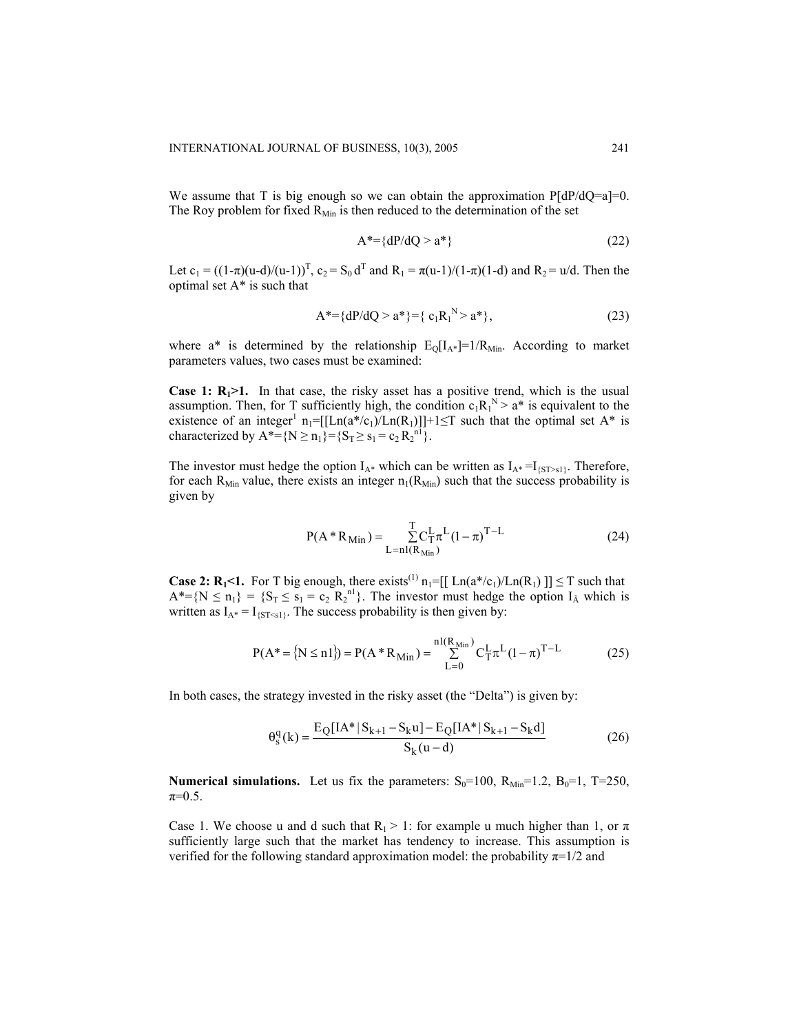We assume that T is big enough so we can obtain the approximation $P[dP/dQ=a]=0$. The Roy problem for fixed $R_{Min}$ is then reduced to the determination of the set

$$A^*=\{dP/dQ > a^*\} \tag{22}$$

Let $c_1 = ((1-\pi)(u-d)/(u-1))^T$, $c_2 = S_0 d^T$ and $R_1 = \pi(u-1)/(1-\pi)(1-d)$ and $R_2 = u/d$. Then the optimal set $A^*$ is such that

$$A^*=\{dP/dQ > a^*\}=\{ c_1 R_1^{\,N} > a^*\}, \tag{23}$$

where $a^*$ is determined by the relationship $E_Q[I_{A^*}]=1/R_{Min}$. According to market parameters values, two cases must be examined:

**Case 1: $R_1>1$.** In that case, the risky asset has a positive trend, which is the usual assumption. Then, for T sufficiently high, the condition $c_1 R_1^{\,N} > a^*$ is equivalent to the existence of an integer[1] $n_1=[[Ln(a^*/c_1)/Ln(R_1)]]+1 \leq T$ such that the optimal set $A^*$ is characterized by $A^*=\{N \geq n_1\}=\{S_T \geq s_1 = c_2 R_2^{\,n1}\}$.

The investor must hedge the option $I_{A^*}$ which can be written as $I_{A^*} = I_{\{ST>s1\}}$. Therefore, for each $R_{Min}$ value, there exists an integer $n_1(R_{Min})$ such that the success probability is given by

$$P(A^* R_{Min}) = \sum_{L=n1(R_{Min})}^{T} C_T^L \pi^L (1-\pi)^{T-L} \tag{24}$$

**Case 2: $R_1<1$.** For T big enough, there exists[1] $n_1=[[ Ln(a^*/c_1)/Ln(R_1) ]] \leq T$ such that $A^*=\{N \leq n_1\} = \{S_T \leq s_1 = c_2 R_2^{\,n1}\}$. The investor must hedge the option $I_{\tilde{A}}$ which is written as $I_{A^*} = I_{\{ST<s1\}}$. The success probability is then given by:

$$P(A^* = \{N \leq n1\}) = P(A^* R_{Min}) = \sum_{L=0}^{n1(R_{Min})} C_T^L \pi^L (1-\pi)^{T-L} \tag{25}$$

In both cases, the strategy invested in the risky asset (the "Delta") is given by:

$$\theta_s^q(k) = \frac{E_Q[IA^* \mid S_{k+1} - S_k u] - E_Q[IA^* \mid S_{k+1} - S_k d]}{S_k(u-d)} \tag{26}$$

**Numerical simulations.** Let us fix the parameters: $S_0=100$, $R_{Min}=1.2$, $B_0=1$, $T=250$, $\pi=0.5$.

Case 1. We choose u and d such that $R_1 > 1$: for example u much higher than 1, or $\pi$ sufficiently large such that the market has tendency to increase. This assumption is verified for the following standard approximation model: the probability $\pi=1/2$ and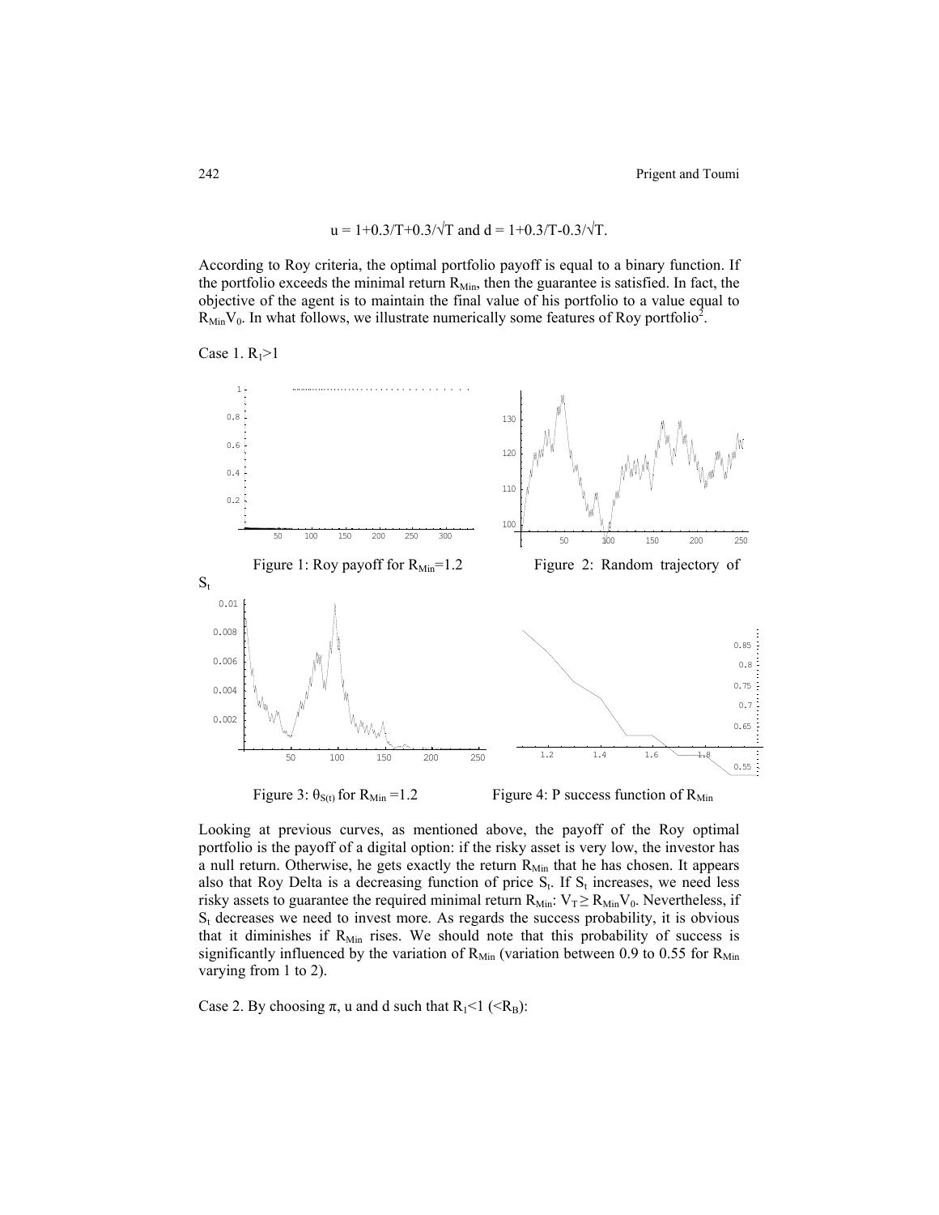$$u = 1+0.3/T+0.3/\sqrt{T} \text{ and } d = 1+0.3/T-0.3/\sqrt{T}.$$

According to Roy criteria, the optimal portfolio payoff is equal to a binary function. If the portfolio exceeds the minimal return $R_{Min}$, then the guarantee is satisfied. In fact, the objective of the agent is to maintain the final value of his portfolio to a value equal to $R_{Min}V_0$. In what follows, we illustrate numerically some features of Roy portfolio[2].

Case 1. $R_1>1$

Figure 1: Roy payoff for $R_{Min}$=1.2

Figure 2: Random trajectory of $S_t$

Figure 3: $\theta_{S(t)}$ for $R_{Min}$ =1.2

Figure 4: P success function of $R_{Min}$

Looking at previous curves, as mentioned above, the payoff of the Roy optimal portfolio is the payoff of a digital option: if the risky asset is very low, the investor has a null return. Otherwise, he gets exactly the return $R_{Min}$ that he has chosen. It appears also that Roy Delta is a decreasing function of price $S_t$. If $S_t$ increases, we need less risky assets to guarantee the required minimal return $R_{Min}$: $V_T \geq R_{Min}V_0$. Nevertheless, if $S_t$ decreases we need to invest more. As regards the success probability, it is obvious that it diminishes if $R_{Min}$ rises. We should note that this probability of success is significantly influenced by the variation of $R_{Min}$ (variation between 0.9 to 0.55 for $R_{Min}$ varying from 1 to 2).

Case 2. By choosing $\pi$, u and d such that $R_1<1$ ($<R_B$):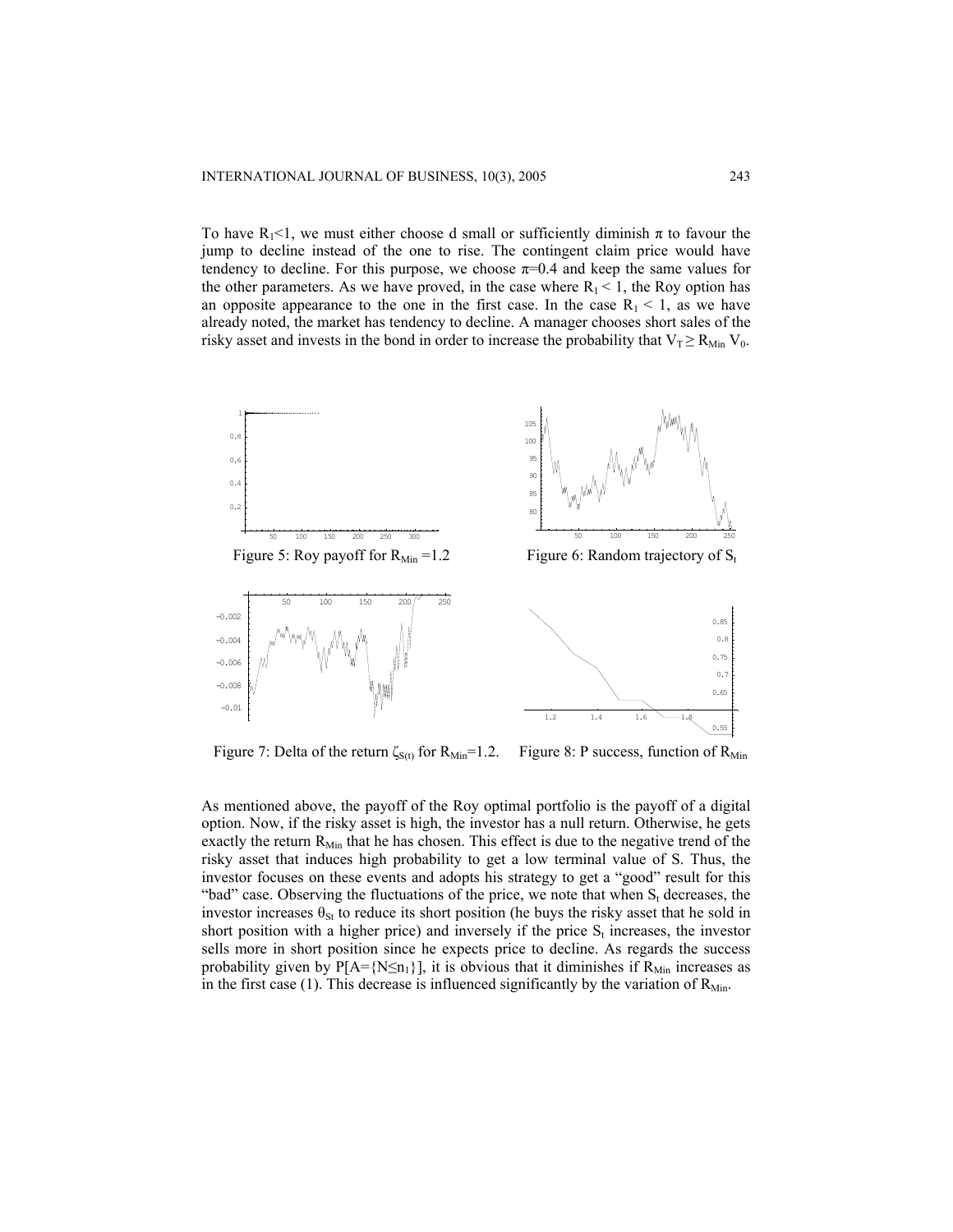To have $R_1<1$, we must either choose d small or sufficiently diminish $\pi$ to favour the jump to decline instead of the one to rise. The contingent claim price would have tendency to decline. For this purpose, we choose $\pi=0.4$ and keep the same values for the other parameters. As we have proved, in the case where $R_1 < 1$, the Roy option has an opposite appearance to the one in the first case. In the case $R_1 < 1$, as we have already noted, the market has tendency to decline. A manager chooses short sales of the risky asset and invests in the bond in order to increase the probability that $V_T \geq R_{Min} V_0$.

Figure 5: Roy payoff for $R_{Min}=1.2$

Figure 6: Random trajectory of $S_t$

Figure 7: Delta of the return $\zeta_{S(t)}$ for $R_{Min}=1.2$.

Figure 8: P success, function of $R_{Min}$

As mentioned above, the payoff of the Roy optimal portfolio is the payoff of a digital option. Now, if the risky asset is high, the investor has a null return. Otherwise, he gets exactly the return $R_{Min}$ that he has chosen. This effect is due to the negative trend of the risky asset that induces high probability to get a low terminal value of S. Thus, the investor focuses on these events and adopts his strategy to get a "good" result for this "bad" case. Observing the fluctuations of the price, we note that when $S_t$ decreases, the investor increases $\theta_{St}$ to reduce its short position (he buys the risky asset that he sold in short position with a higher price) and inversely if the price $S_t$ increases, the investor sells more in short position since he expects price to decline. As regards the success probability given by $P[A=\{N\leq n_1\}]$, it is obvious that it diminishes if $R_{Min}$ increases as in the first case (1). This decrease is influenced significantly by the variation of $R_{Min}$.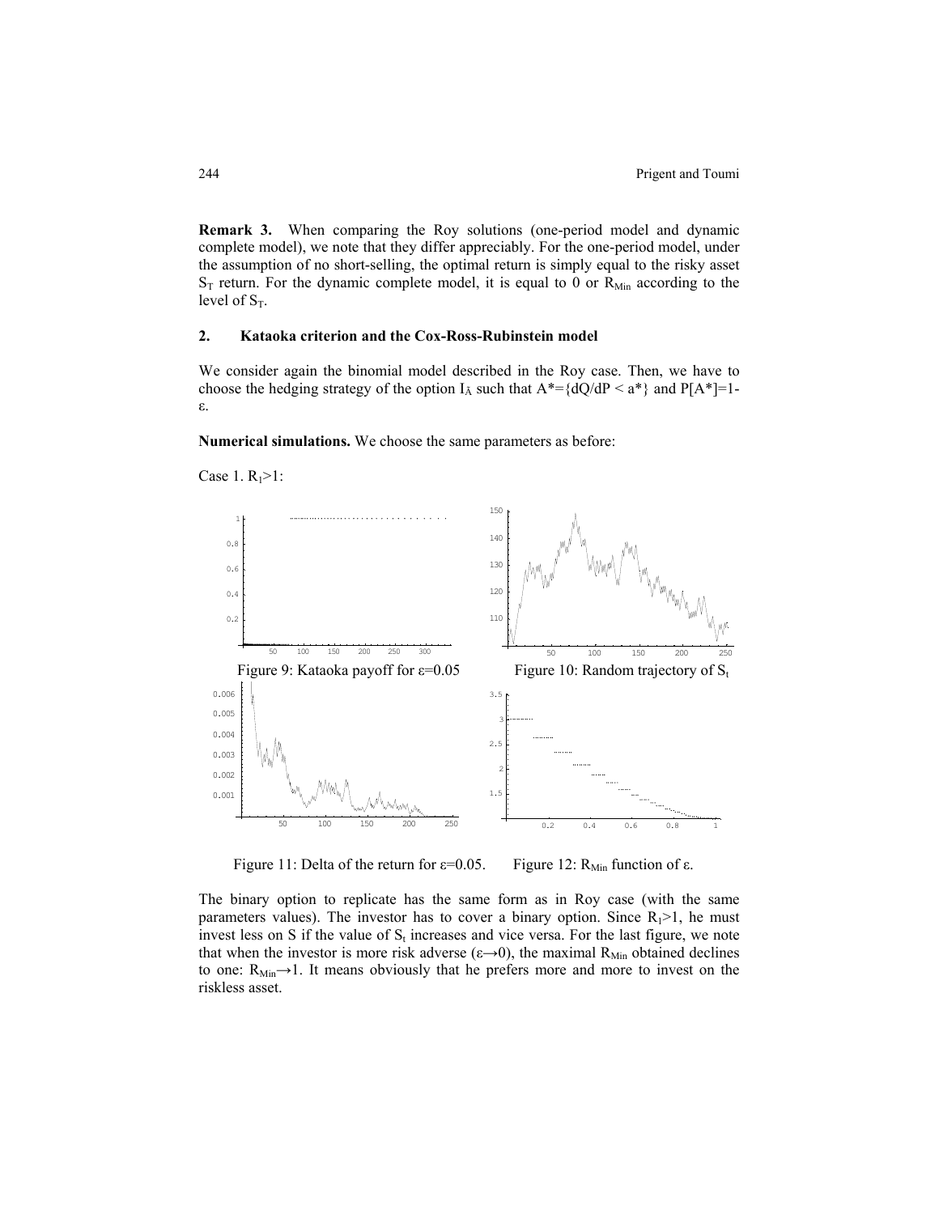**Remark 3.** When comparing the Roy solutions (one-period model and dynamic complete model), we note that they differ appreciably. For the one-period model, under the assumption of no short-selling, the optimal return is simply equal to the risky asset $S_T$ return. For the dynamic complete model, it is equal to 0 or $R_{Min}$ according to the level of $S_T$.

## 2. Kataoka criterion and the Cox-Ross-Rubinstein model

We consider again the binomial model described in the Roy case. Then, we have to choose the hedging strategy of the option $I_{\tilde{A}}$ such that $A^*=\{dQ/dP < a^*\}$ and $P[A^*]=1-\varepsilon$.

**Numerical simulations.** We choose the same parameters as before:

Case 1. $R_1>1$:

Figure 9: Kataoka payoff for ε=0.05

Figure 10: Random trajectory of $S_t$

Figure 11: Delta of the return for ε=0.05.

Figure 12: $R_{Min}$ function of ε.

The binary option to replicate has the same form as in Roy case (with the same parameters values). The investor has to cover a binary option. Since $R_1>1$, he must invest less on S if the value of $S_t$ increases and vice versa. For the last figure, we note that when the investor is more risk adverse ($\varepsilon\rightarrow 0$), the maximal $R_{Min}$ obtained declines to one: $R_{Min}\rightarrow 1$. It means obviously that he prefers more and more to invest on the riskless asset.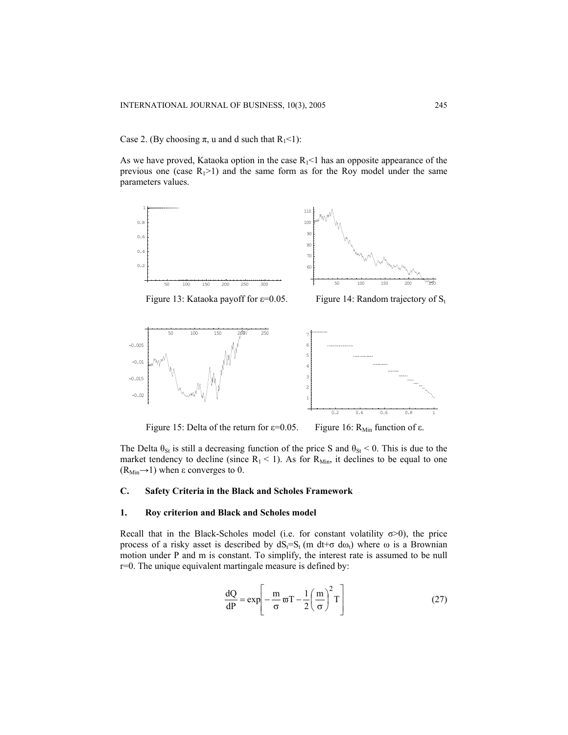Case 2. (By choosing $\pi$, u and d such that $R_1<1$):

As we have proved, Kataoka option in the case $R_1<1$ has an opposite appearance of the previous one (case $R_1>1$) and the same form as for the Roy model under the same parameters values.

Figure 13: Kataoka payoff for $\varepsilon$=0.05.

Figure 14: Random trajectory of $S_t$

Figure 15: Delta of the return for $\varepsilon$=0.05.

Figure 16: $R_{Min}$ function of $\varepsilon$.

The Delta $\theta_{St}$ is still a decreasing function of the price S and $\theta_{St} < 0$. This is due to the market tendency to decline (since $R_1 < 1$). As for $R_{Min}$, it declines to be equal to one ($R_{Min}\rightarrow 1$) when $\varepsilon$ converges to 0.

## C. Safety Criteria in the Black and Scholes Framework

### 1. Roy criterion and Black and Scholes model

Recall that in the Black-Scholes model (i.e. for constant volatility $\sigma>0$), the price process of a risky asset is described by $dS_t=S_t\,(m\;dt+\sigma\;d\omega_t)$ where $\omega$ is a Brownian motion under P and m is constant. To simplify, the interest rate is assumed to be null r=0. The unique equivalent martingale measure is defined by:

$$\frac{dQ}{dP} = \exp\left[-\frac{m}{\sigma}\varpi T - \frac{1}{2}\left(\frac{m}{\sigma}\right)^2 T\right] \tag{27}$$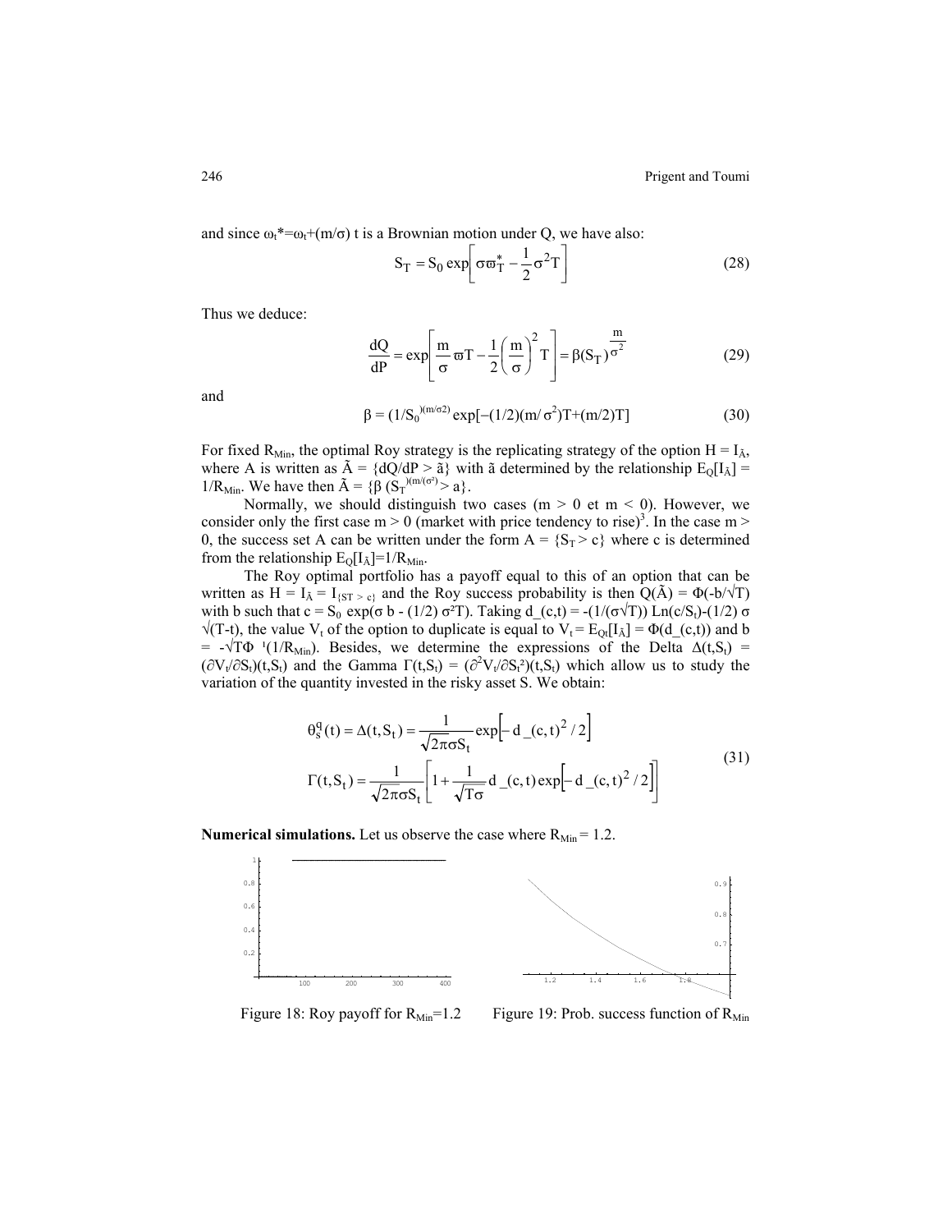and since $\omega_t^* = \omega_t + (m/\sigma)\, t$ is a Brownian motion under Q, we have also:

$$S_T = S_0 \exp\left[\sigma \varpi_T^* - \frac{1}{2}\sigma^2 T\right] \tag{28}$$

Thus we deduce:

$$\frac{dQ}{dP} = \exp\left[\frac{m}{\sigma}\varpi T - \frac{1}{2}\left(\frac{m}{\sigma}\right)^2 T\right] = \beta (S_T)^{\frac{m}{\sigma^2}} \tag{29}$$

and

$$\beta = (1/S_0)^{(m/\sigma 2)} \exp[-(1/2)(m/\sigma^2)T + (m/2)T] \tag{30}$$

For fixed $R_{Min}$, the optimal Roy strategy is the replicating strategy of the option $H = I_{\tilde{A}}$, where A is written as $\tilde{A} = \{dQ/dP > \tilde{a}\}$ with $\tilde{a}$ determined by the relationship $E_Q[I_{\tilde{A}}] = 1/R_{Min}$. We have then $\tilde{A} = \{\beta\, (S_T)^{(m/(\sigma^2)} > a\}$.

Normally, we should distinguish two cases (m > 0 et m < 0). However, we consider only the first case m > 0 (market with price tendency to rise)[3]. In the case m > 0, the success set A can be written under the form $A = \{S_T > c\}$ where c is determined from the relationship $E_Q[I_{\tilde{A}}] = 1/R_{Min}$.

The Roy optimal portfolio has a payoff equal to this of an option that can be written as $H = I_{\tilde{A}} = I_{\{ST > c\}}$ and the Roy success probability is then $Q(\tilde{A}) = \Phi(-b/\sqrt{T})$ with b such that $c = S_0 \exp(\sigma b - (1/2)\sigma^2 T)$. Taking $d\_(c,t) = -(1/(\sigma\sqrt{T}))\, Ln(c/S_t) - (1/2)\sigma\sqrt{(T-t)}$, the value $V_t$ of the option to duplicate is equal to $V_t = E_{Qt}[I_{\tilde{A}}] = \Phi(d\_(c,t))$ and $b = -\sqrt{T}\Phi^{-1}(1/R_{Min})$. Besides, we determine the expressions of the Delta $\Delta(t,S_t) = (\partial V_t/\partial S_t)(t,S_t)$ and the Gamma $\Gamma(t,S_t) = (\partial^2 V_t/\partial S_t^2)(t,S_t)$ which allow us to study the variation of the quantity invested in the risky asset S. We obtain:

$$\begin{aligned}
\theta_s^q(t) = \Delta(t,S_t) &= \frac{1}{\sqrt{2\pi}\sigma S_t} \exp\left[-d\_(c,t)^2/2\right] \\
\Gamma(t,S_t) &= \frac{1}{\sqrt{2\pi}\sigma S_t}\left[1 + \frac{1}{\sqrt{T}\sigma} d\_(c,t) \exp\left[-d\_(c,t)^2/2\right]\right]
\end{aligned} \tag{31}$$

**Numerical simulations.** Let us observe the case where $R_{Min} = 1.2$.

Figure 18: Roy payoff for $R_{Min}$=1.2

Figure 19: Prob. success function of $R_{Min}$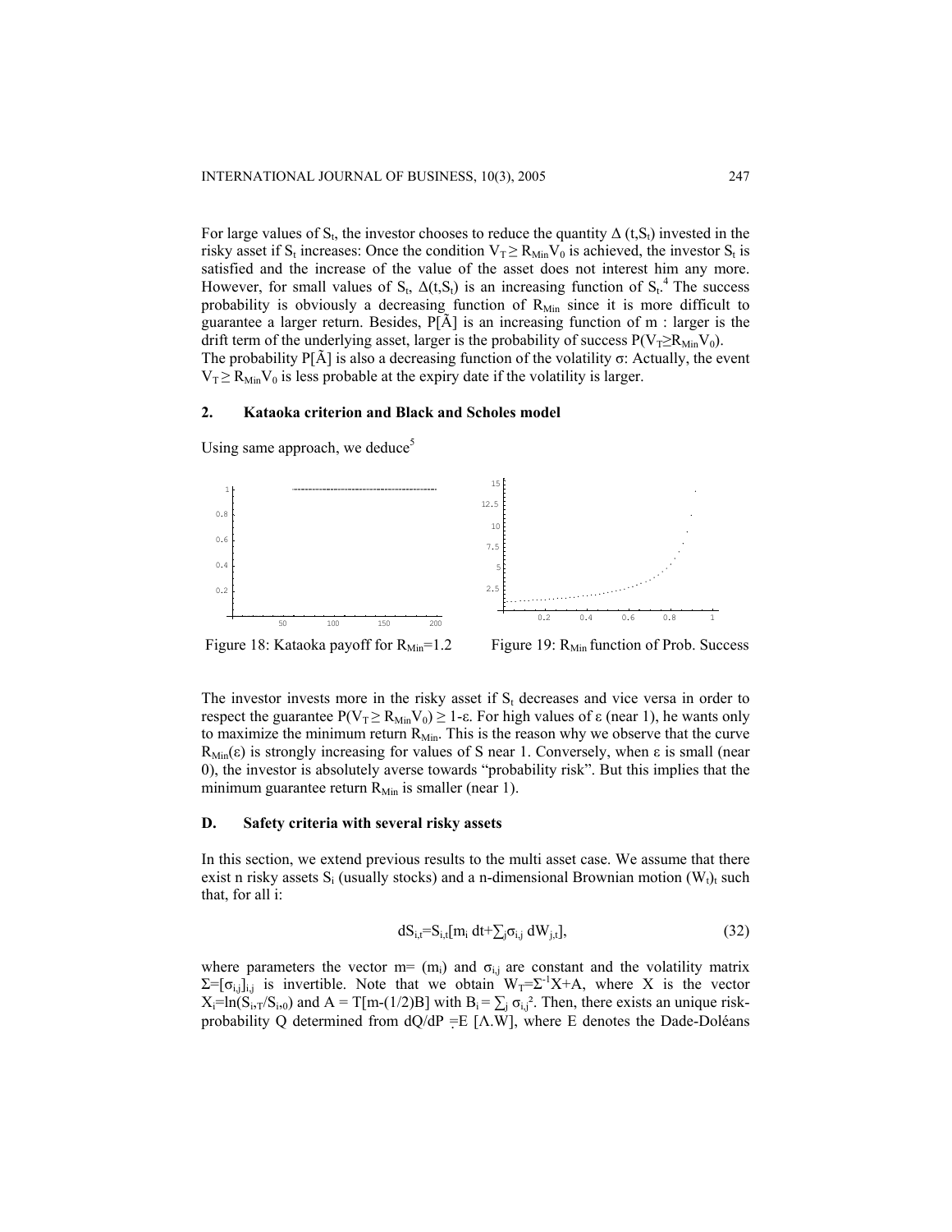For large values of $S_t$, the investor chooses to reduce the quantity $\Delta(t,S_t)$ invested in the risky asset if $S_t$ increases: Once the condition $V_T \geq R_{Min}V_0$ is achieved, the investor $S_t$ is satisfied and the increase of the value of the asset does not interest him any more. However, for small values of $S_t$, $\Delta(t,S_t)$ is an increasing function of $S_t$.[4] The success probability is obviously a decreasing function of $R_{Min}$ since it is more difficult to guarantee a larger return. Besides, $P[\tilde{A}]$ is an increasing function of m : larger is the drift term of the underlying asset, larger is the probability of success $P(V_T \geq R_{Min}V_0)$. The probability $P[\tilde{A}]$ is also a decreasing function of the volatility σ: Actually, the event $V_T \geq R_{Min}V_0$ is less probable at the expiry date if the volatility is larger.

### 2. Kataoka criterion and Black and Scholes model

Using same approach, we deduce[5]

Figure 18: Kataoka payoff for $R_{Min}$=1.2

Figure 19: $R_{Min}$ function of Prob. Success

The investor invests more in the risky asset if $S_t$ decreases and vice versa in order to respect the guarantee $P(V_T \geq R_{Min}V_0) \geq 1-\varepsilon$. For high values of ε (near 1), he wants only to maximize the minimum return $R_{Min}$. This is the reason why we observe that the curve $R_{Min}(\varepsilon)$ is strongly increasing for values of S near 1. Conversely, when ε is small (near 0), the investor is absolutely averse towards "probability risk". But this implies that the minimum guarantee return $R_{Min}$ is smaller (near 1).

## D. Safety criteria with several risky assets

In this section, we extend previous results to the multi asset case. We assume that there exist n risky assets $S_i$ (usually stocks) and a n-dimensional Brownian motion $(W_t)_t$ such that, for all i:

$$dS_{i,t}=S_{i,t}[m_i\, dt+\textstyle\sum_j \sigma_{i,j}\, dW_{j,t}], \tag{32}$$

where parameters the vector m= $(m_i)$ and $\sigma_{i,j}$ are constant and the volatility matrix $\Sigma=[\sigma_{i,j}]_{i,j}$ is invertible. Note that we obtain $W_T=\Sigma^{-1}X+A$, where X is the vector $X_i=\ln(S_{i,T}/S_{i,0})$ and $A = T[m-(1/2)B]$ with $B_i = \sum_j \sigma_{i,j}^2$. Then, there exists an unique risk-probability Q determined from $dQ/dP = E\,[\Lambda.W]$, where E denotes the Dade-Doléans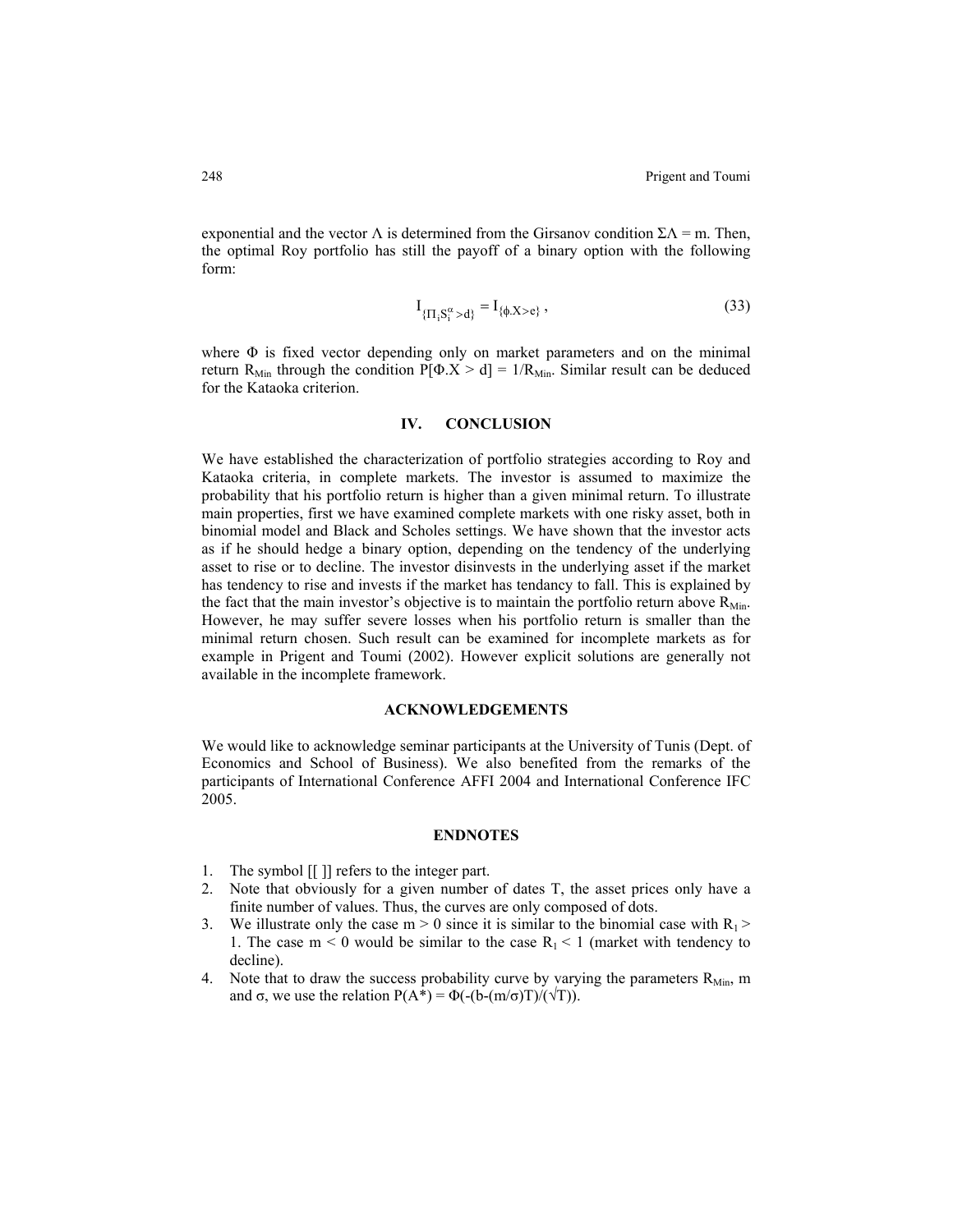exponential and the vector $\Lambda$ is determined from the Girsanov condition $\Sigma\Lambda = m$. Then, the optimal Roy portfolio has still the payoff of a binary option with the following form:

$$I_{\{\Pi_i S_i^{\alpha} > d\}} = I_{\{\phi . X > e\}}, \tag{33}$$

where $\Phi$ is fixed vector depending only on market parameters and on the minimal return $R_{Min}$ through the condition $P[\Phi.X > d] = 1/R_{Min}$. Similar result can be deduced for the Kataoka criterion.

## IV. CONCLUSION

We have established the characterization of portfolio strategies according to Roy and Kataoka criteria, in complete markets. The investor is assumed to maximize the probability that his portfolio return is higher than a given minimal return. To illustrate main properties, first we have examined complete markets with one risky asset, both in binomial model and Black and Scholes settings. We have shown that the investor acts as if he should hedge a binary option, depending on the tendency of the underlying asset to rise or to decline. The investor disinvests in the underlying asset if the market has tendency to rise and invests if the market has tendancy to fall. This is explained by the fact that the main investor's objective is to maintain the portfolio return above $R_{Min}$. However, he may suffer severe losses when his portfolio return is smaller than the minimal return chosen. Such result can be examined for incomplete markets as for example in Prigent and Toumi (2002). However explicit solutions are generally not available in the incomplete framework.

## ACKNOWLEDGEMENTS

We would like to acknowledge seminar participants at the University of Tunis (Dept. of Economics and School of Business). We also benefited from the remarks of the participants of International Conference AFFI 2004 and International Conference IFC 2005.

## ENDNOTES

1. The symbol [[ ]] refers to the integer part.
2. Note that obviously for a given number of dates T, the asset prices only have a finite number of values. Thus, the curves are only composed of dots.
3. We illustrate only the case $m > 0$ since it is similar to the binomial case with $R_1 > 1$. The case $m < 0$ would be similar to the case $R_1 < 1$ (market with tendency to decline).
4. Note that to draw the success probability curve by varying the parameters $R_{Min}$, m and $\sigma$, we use the relation $P(A^*) = \Phi(-(b-(m/\sigma)T)/(\sqrt{T}))$.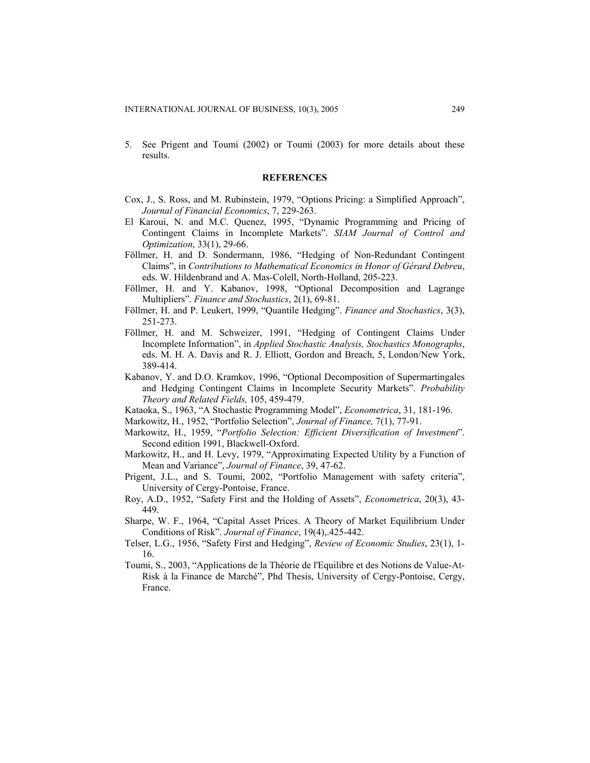5. See Prigent and Toumi (2002) or Toumi (2003) for more details about these results.

## REFERENCES

Cox, J., S. Ross, and M. Rubinstein, 1979, "Options Pricing: a Simplified Approach", *Journal of Financial Economics*, 7, 229-263.

El Karoui, N. and M.C. Quenez, 1995, "Dynamic Programming and Pricing of Contingent Claims in Incomplete Markets". *SIAM Journal of Control and Optimization*, 33(1), 29-66.

Föllmer, H. and D. Sondermann, 1986, "Hedging of Non-Redundant Contingent Claims", in *Contributions to Mathematical Economics in Honor of Gérard Debreu*, eds. W. Hildenbrand and A. Mas-Colell, North-Holland, 205-223.

Föllmer, H. and Y. Kabanov, 1998, "Optional Decomposition and Lagrange Multipliers". *Finance and Stochastics*, 2(1), 69-81.

Föllmer, H. and P. Leukert, 1999, "Quantile Hedging". *Finance and Stochastics*, 3(3), 251-273.

Föllmer, H. and M. Schweizer, 1991, "Hedging of Contingent Claims Under Incomplete Information", in *Applied Stochastic Analysis, Stochastics Monographs*, eds. M. H. A. Davis and R. J. Elliott, Gordon and Breach, 5, London/New York, 389-414.

Kabanov, Y. and D.O. Kramkov, 1996, "Optional Decomposition of Supermartingales and Hedging Contingent Claims in Incomplete Security Markets". *Probability Theory and Related Fields,* 105, 459-479.

Kataoka, S., 1963, "A Stochastic Programming Model", *Econometrica*, 31, 181-196.

Markowitz, H., 1952, "Portfolio Selection", *Journal of Finance,* 7(1), 77-91.

Markowitz, H., 1959, "*Portfolio Selection: Efficient Diversification of Investment*". Second edition 1991, Blackwell-Oxford.

Markowitz, H., and H. Levy, 1979, "Approximating Expected Utility by a Function of Mean and Variance", *Journal of Finance*, 39, 47-62.

Prigent, J.L., and S. Toumi, 2002, "Portfolio Management with safety criteria", University of Cergy-Pontoise, France.

Roy, A.D., 1952, "Safety First and the Holding of Assets", *Econometrica*, 20(3), 43-449.

Sharpe, W. F., 1964, "Capital Asset Prices. A Theory of Market Equilibrium Under Conditions of Risk". *Journal of Finance*, 19(4),.425-442.

Telser, L.G., 1956, "Safety First and Hedging", *Review of Economic Studies*, 23(1), 1-16.

Toumi, S., 2003, "Applications de la Théorie de l'Equilibre et des Notions de Value-At-Risk à la Finance de Marché", Phd Thesis, University of Cergy-Pontoise, Cergy, France.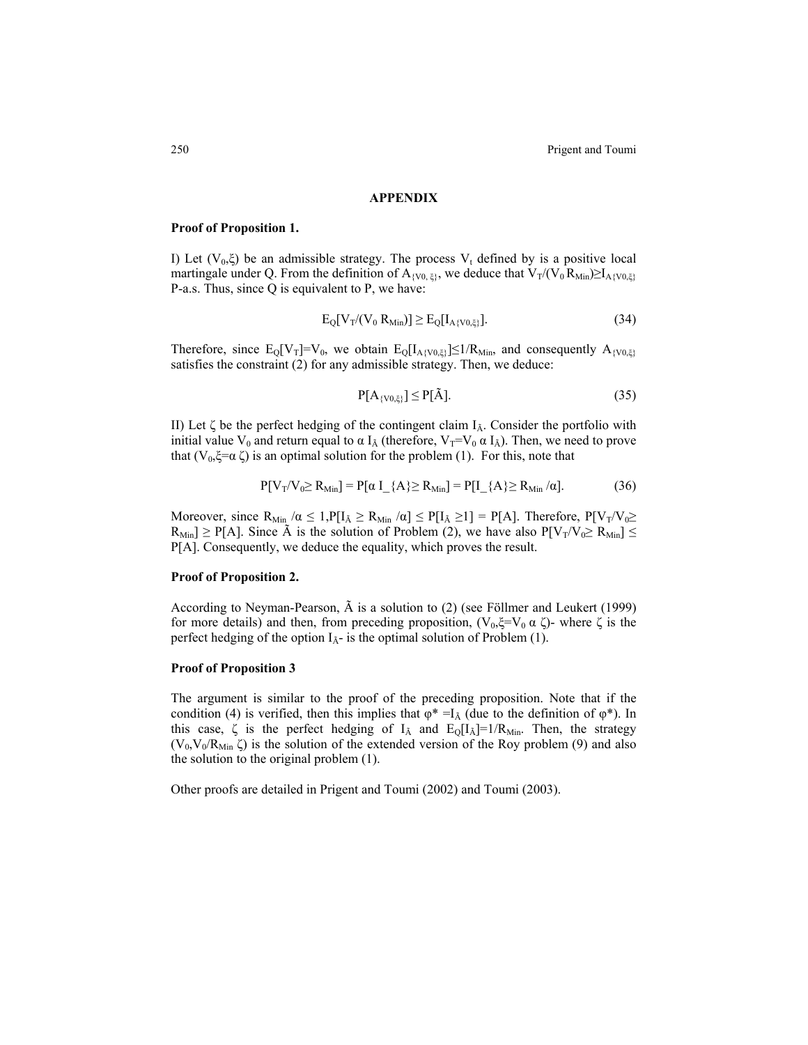## APPENDIX

**Proof of Proposition 1.**

I) Let $(V_0,\xi)$ be an admissible strategy. The process $V_t$ defined by is a positive local martingale under Q. From the definition of $A_{\{V0,\xi\}}$, we deduce that $V_T/(V_0 R_{Min}) \geq I_{A\{V0,\xi\}}$ P-a.s. Thus, since Q is equivalent to P, we have:

$$E_Q[V_T/(V_0 R_{Min})] \geq E_Q[I_{A\{V0,\xi\}}]. \tag{34}$$

Therefore, since $E_Q[V_T]=V_0$, we obtain $E_Q[I_{A\{V0,\xi\}}] \leq 1/R_{Min}$, and consequently $A_{\{V0,\xi\}}$ satisfies the constraint (2) for any admissible strategy. Then, we deduce:

$$P[A_{\{V0,\xi\}}] \leq P[\tilde{A}]. \tag{35}$$

II) Let $\zeta$ be the perfect hedging of the contingent claim $I_{\tilde{A}}$. Consider the portfolio with initial value $V_0$ and return equal to $\alpha\, I_{\tilde{A}}$ (therefore, $V_T=V_0\, \alpha\, I_{\tilde{A}}$). Then, we need to prove that $(V_0,\xi=\alpha\,\zeta)$ is an optimal solution for the problem (1). For this, note that

$$P[V_T/V_0 \geq R_{Min}] = P[\alpha\, I_{\{A\}} \geq R_{Min}] = P[I_{\{A\}} \geq R_{Min}/\alpha]. \tag{36}$$

Moreover, since $R_{Min}/\alpha \leq 1$, $P[I_{\tilde{A}} \geq R_{Min}/\alpha] \leq P[I_{\tilde{A}} \geq 1] = P[A]$. Therefore, $P[V_T/V_0 \geq R_{Min}] \geq P[A]$. Since $\tilde{A}$ is the solution of Problem (2), we have also $P[V_T/V_0 \geq R_{Min}] \leq P[A]$. Consequently, we deduce the equality, which proves the result.

**Proof of Proposition 2.**

According to Neyman-Pearson, $\tilde{A}$ is a solution to (2) (see Föllmer and Leukert (1999) for more details) and then, from preceding proposition, $(V_0,\xi=V_0\,\alpha\,\zeta)$- where $\zeta$ is the perfect hedging of the option $I_{\tilde{A}}$- is the optimal solution of Problem (1).

**Proof of Proposition 3**

The argument is similar to the proof of the preceding proposition. Note that if the condition (4) is verified, then this implies that $\varphi^* = I_{\tilde{A}}$ (due to the definition of $\varphi^*$). In this case, $\zeta$ is the perfect hedging of $I_{\tilde{A}}$ and $E_Q[I_{\tilde{A}}]=1/R_{Min}$. Then, the strategy $(V_0, V_0/R_{Min}\,\zeta)$ is the solution of the extended version of the Roy problem (9) and also the solution to the original problem (1).

Other proofs are detailed in Prigent and Toumi (2002) and Toumi (2003).